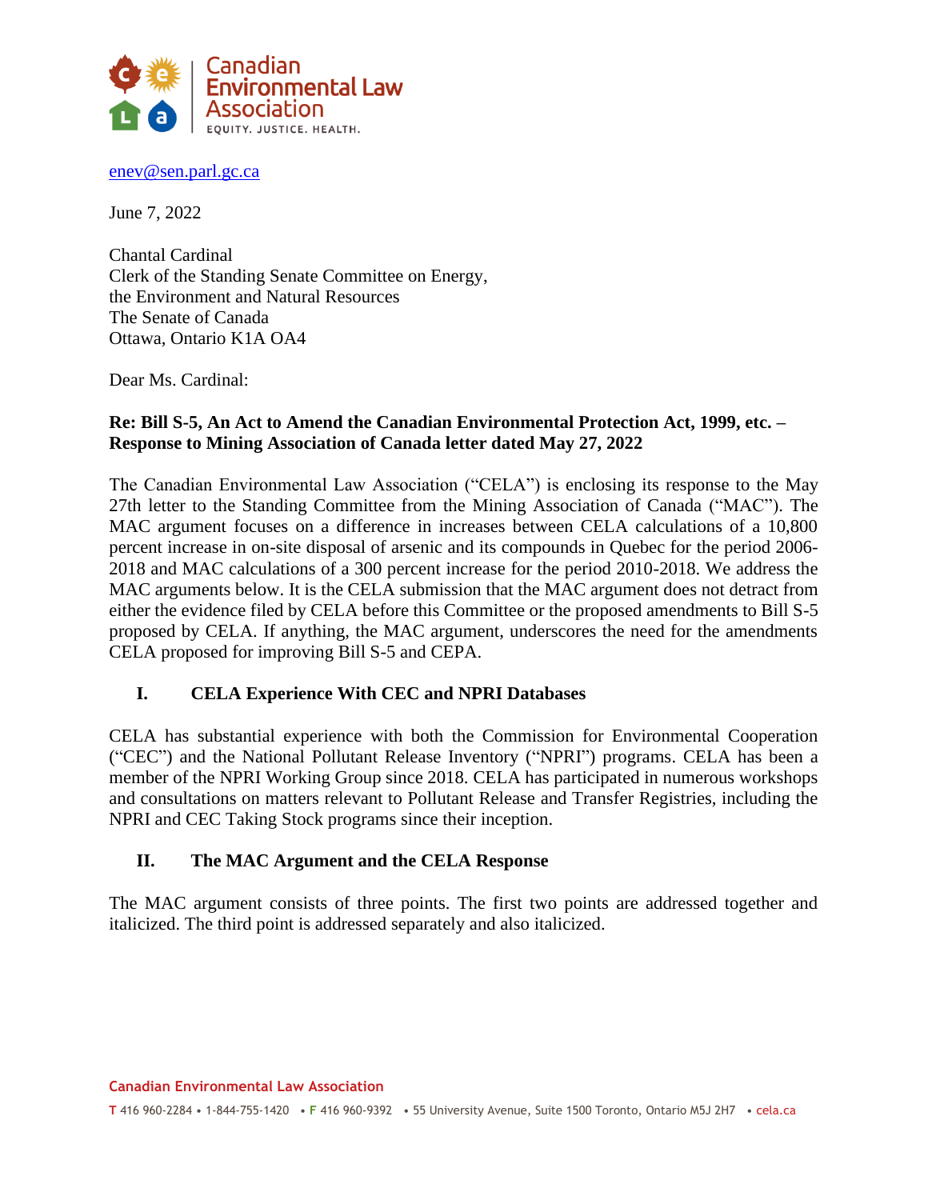enev@sen.parl.gc.ca

June 7, 2022

Chantal Cardinal
Clerk of the Standing Senate Committee on Energy,
the Environment and Natural Resources
The Senate of Canada
Ottawa, Ontario K1A OA4

Dear Ms. Cardinal:

**Re: Bill S-5, An Act to Amend the Canadian Environmental Protection Act, 1999, etc. – Response to Mining Association of Canada letter dated May 27, 2022**

The Canadian Environmental Law Association ("CELA") is enclosing its response to the May 27th letter to the Standing Committee from the Mining Association of Canada ("MAC"). The MAC argument focuses on a difference in increases between CELA calculations of a 10,800 percent increase in on-site disposal of arsenic and its compounds in Quebec for the period 2006-2018 and MAC calculations of a 300 percent increase for the period 2010-2018. We address the MAC arguments below. It is the CELA submission that the MAC argument does not detract from either the evidence filed by CELA before this Committee or the proposed amendments to Bill S-5 proposed by CELA. If anything, the MAC argument, underscores the need for the amendments CELA proposed for improving Bill S-5 and CEPA.

## I. CELA Experience With CEC and NPRI Databases

CELA has substantial experience with both the Commission for Environmental Cooperation ("CEC") and the National Pollutant Release Inventory ("NPRI") programs. CELA has been a member of the NPRI Working Group since 2018. CELA has participated in numerous workshops and consultations on matters relevant to Pollutant Release and Transfer Registries, including the NPRI and CEC Taking Stock programs since their inception.

## II. The MAC Argument and the CELA Response

The MAC argument consists of three points. The first two points are addressed together and italicized. The third point is addressed separately and also italicized.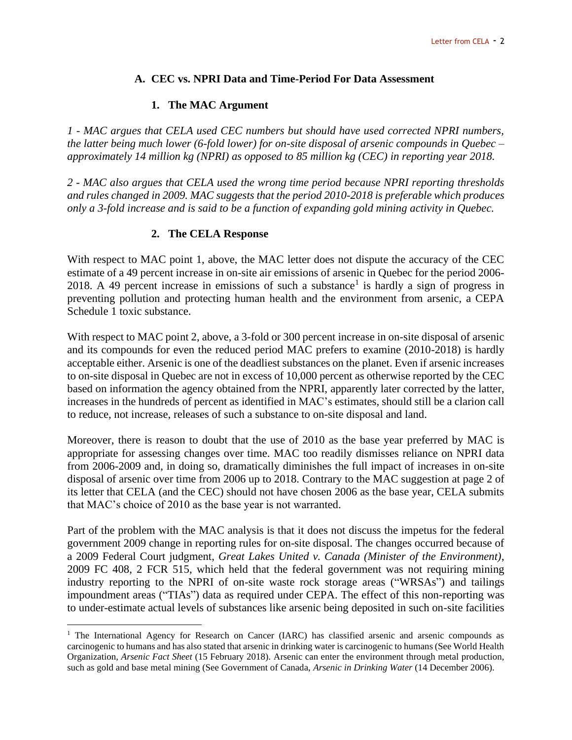### A. CEC vs. NPRI Data and Time-Period For Data Assessment

#### 1. The MAC Argument

*1 - MAC argues that CELA used CEC numbers but should have used corrected NPRI numbers, the latter being much lower (6-fold lower) for on-site disposal of arsenic compounds in Quebec – approximately 14 million kg (NPRI) as opposed to 85 million kg (CEC) in reporting year 2018.*

*2 - MAC also argues that CELA used the wrong time period because NPRI reporting thresholds and rules changed in 2009. MAC suggests that the period 2010-2018 is preferable which produces only a 3-fold increase and is said to be a function of expanding gold mining activity in Quebec.*

#### 2. The CELA Response

With respect to MAC point 1, above, the MAC letter does not dispute the accuracy of the CEC estimate of a 49 percent increase in on-site air emissions of arsenic in Quebec for the period 2006-2018. A 49 percent increase in emissions of such a substance[1] is hardly a sign of progress in preventing pollution and protecting human health and the environment from arsenic, a CEPA Schedule 1 toxic substance.

With respect to MAC point 2, above, a 3-fold or 300 percent increase in on-site disposal of arsenic and its compounds for even the reduced period MAC prefers to examine (2010-2018) is hardly acceptable either. Arsenic is one of the deadliest substances on the planet. Even if arsenic increases to on-site disposal in Quebec are not in excess of 10,000 percent as otherwise reported by the CEC based on information the agency obtained from the NPRI, apparently later corrected by the latter, increases in the hundreds of percent as identified in MAC's estimates, should still be a clarion call to reduce, not increase, releases of such a substance to on-site disposal and land.

Moreover, there is reason to doubt that the use of 2010 as the base year preferred by MAC is appropriate for assessing changes over time. MAC too readily dismisses reliance on NPRI data from 2006-2009 and, in doing so, dramatically diminishes the full impact of increases in on-site disposal of arsenic over time from 2006 up to 2018. Contrary to the MAC suggestion at page 2 of its letter that CELA (and the CEC) should not have chosen 2006 as the base year, CELA submits that MAC's choice of 2010 as the base year is not warranted.

Part of the problem with the MAC analysis is that it does not discuss the impetus for the federal government 2009 change in reporting rules for on-site disposal. The changes occurred because of a 2009 Federal Court judgment, *Great Lakes United v. Canada (Minister of the Environment)*, 2009 FC 408, 2 FCR 515, which held that the federal government was not requiring mining industry reporting to the NPRI of on-site waste rock storage areas ("WRSAs") and tailings impoundment areas ("TIAs") data as required under CEPA. The effect of this non-reporting was to under-estimate actual levels of substances like arsenic being deposited in such on-site facilities

[1] The International Agency for Research on Cancer (IARC) has classified arsenic and arsenic compounds as carcinogenic to humans and has also stated that arsenic in drinking water is carcinogenic to humans (See World Health Organization, *Arsenic Fact Sheet* (15 February 2018). Arsenic can enter the environment through metal production, such as gold and base metal mining (See Government of Canada, *Arsenic in Drinking Water* (14 December 2006).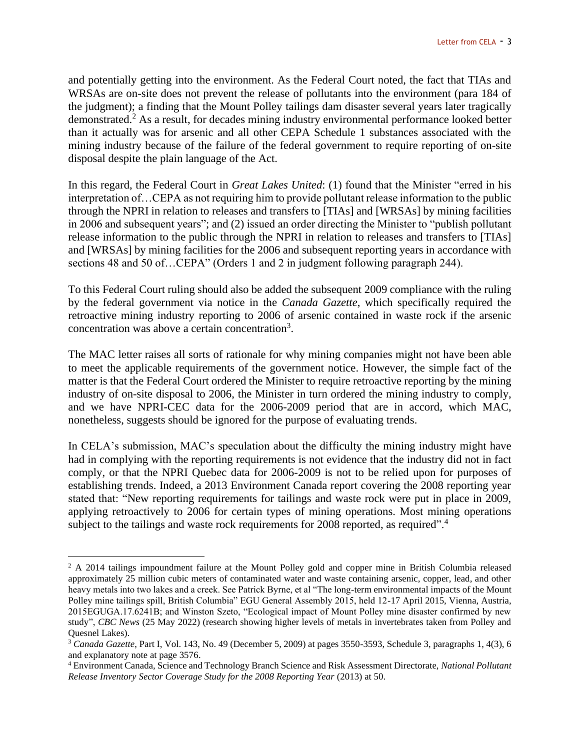and potentially getting into the environment. As the Federal Court noted, the fact that TIAs and WRSAs are on-site does not prevent the release of pollutants into the environment (para 184 of the judgment); a finding that the Mount Polley tailings dam disaster several years later tragically demonstrated.[2] As a result, for decades mining industry environmental performance looked better than it actually was for arsenic and all other CEPA Schedule 1 substances associated with the mining industry because of the failure of the federal government to require reporting of on-site disposal despite the plain language of the Act.

In this regard, the Federal Court in *Great Lakes United*: (1) found that the Minister "erred in his interpretation of…CEPA as not requiring him to provide pollutant release information to the public through the NPRI in relation to releases and transfers to [TIAs] and [WRSAs] by mining facilities in 2006 and subsequent years"; and (2) issued an order directing the Minister to "publish pollutant release information to the public through the NPRI in relation to releases and transfers to [TIAs] and [WRSAs] by mining facilities for the 2006 and subsequent reporting years in accordance with sections 48 and 50 of…CEPA" (Orders 1 and 2 in judgment following paragraph 244).

To this Federal Court ruling should also be added the subsequent 2009 compliance with the ruling by the federal government via notice in the *Canada Gazette*, which specifically required the retroactive mining industry reporting to 2006 of arsenic contained in waste rock if the arsenic concentration was above a certain concentration[3].

The MAC letter raises all sorts of rationale for why mining companies might not have been able to meet the applicable requirements of the government notice. However, the simple fact of the matter is that the Federal Court ordered the Minister to require retroactive reporting by the mining industry of on-site disposal to 2006, the Minister in turn ordered the mining industry to comply, and we have NPRI-CEC data for the 2006-2009 period that are in accord, which MAC, nonetheless, suggests should be ignored for the purpose of evaluating trends.

In CELA's submission, MAC's speculation about the difficulty the mining industry might have had in complying with the reporting requirements is not evidence that the industry did not in fact comply, or that the NPRI Quebec data for 2006-2009 is not to be relied upon for purposes of establishing trends. Indeed, a 2013 Environment Canada report covering the 2008 reporting year stated that: "New reporting requirements for tailings and waste rock were put in place in 2009, applying retroactively to 2006 for certain types of mining operations. Most mining operations subject to the tailings and waste rock requirements for 2008 reported, as required".[4]

---

[2] A 2014 tailings impoundment failure at the Mount Polley gold and copper mine in British Columbia released approximately 25 million cubic meters of contaminated water and waste containing arsenic, copper, lead, and other heavy metals into two lakes and a creek. See Patrick Byrne, et al "The long-term environmental impacts of the Mount Polley mine tailings spill, British Columbia" EGU General Assembly 2015, held 12-17 April 2015, Vienna, Austria, 2015EGUGA.17.6241B; and Winston Szeto, "Ecological impact of Mount Polley mine disaster confirmed by new study", *CBC News* (25 May 2022) (research showing higher levels of metals in invertebrates taken from Polley and Quesnel Lakes).

[3] *Canada Gazette*, Part I, Vol. 143, No. 49 (December 5, 2009) at pages 3550-3593, Schedule 3, paragraphs 1, 4(3), 6 and explanatory note at page 3576.

[4] Environment Canada, Science and Technology Branch Science and Risk Assessment Directorate, *National Pollutant Release Inventory Sector Coverage Study for the 2008 Reporting Year* (2013) at 50.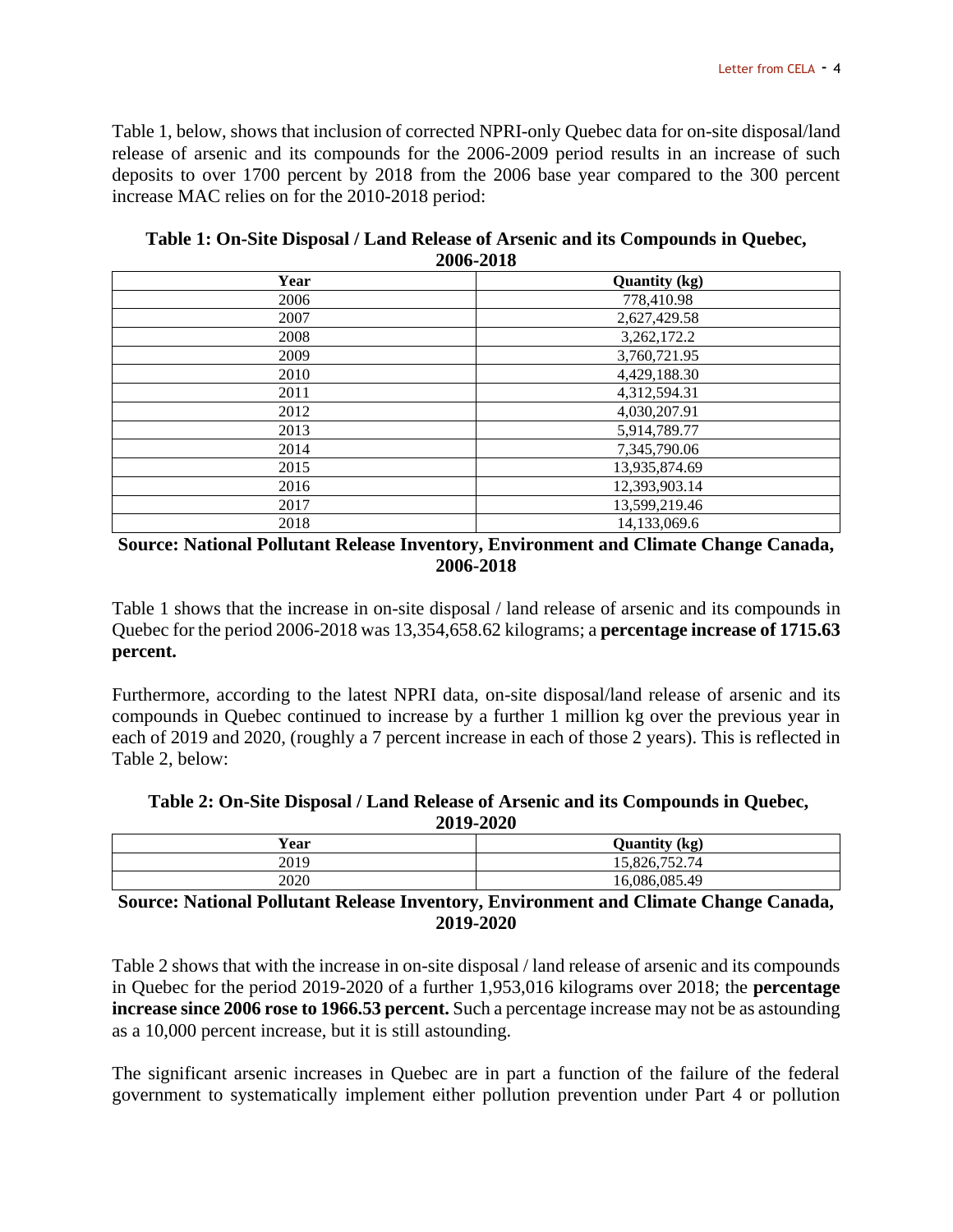Table 1, below, shows that inclusion of corrected NPRI-only Quebec data for on-site disposal/land release of arsenic and its compounds for the 2006-2009 period results in an increase of such deposits to over 1700 percent by 2018 from the 2006 base year compared to the 300 percent increase MAC relies on for the 2010-2018 period:

**Table 1: On-Site Disposal / Land Release of Arsenic and its Compounds in Quebec, 2006-2018**

| Year | Quantity (kg) |
| --- | --- |
| 2006 | 778,410.98 |
| 2007 | 2,627,429.58 |
| 2008 | 3,262,172.2 |
| 2009 | 3,760,721.95 |
| 2010 | 4,429,188.30 |
| 2011 | 4,312,594.31 |
| 2012 | 4,030,207.91 |
| 2013 | 5,914,789.77 |
| 2014 | 7,345,790.06 |
| 2015 | 13,935,874.69 |
| 2016 | 12,393,903.14 |
| 2017 | 13,599,219.46 |
| 2018 | 14,133,069.6 |

**Source: National Pollutant Release Inventory, Environment and Climate Change Canada, 2006-2018**

Table 1 shows that the increase in on-site disposal / land release of arsenic and its compounds in Quebec for the period 2006-2018 was 13,354,658.62 kilograms; a **percentage increase of 1715.63 percent.**

Furthermore, according to the latest NPRI data, on-site disposal/land release of arsenic and its compounds in Quebec continued to increase by a further 1 million kg over the previous year in each of 2019 and 2020, (roughly a 7 percent increase in each of those 2 years). This is reflected in Table 2, below:

**Table 2: On-Site Disposal / Land Release of Arsenic and its Compounds in Quebec, 2019-2020**

| Year | Quantity (kg) |
| --- | --- |
| 2019 | 15,826,752.74 |
| 2020 | 16,086,085.49 |

**Source: National Pollutant Release Inventory, Environment and Climate Change Canada, 2019-2020**

Table 2 shows that with the increase in on-site disposal / land release of arsenic and its compounds in Quebec for the period 2019-2020 of a further 1,953,016 kilograms over 2018; the **percentage increase since 2006 rose to 1966.53 percent.** Such a percentage increase may not be as astounding as a 10,000 percent increase, but it is still astounding.

The significant arsenic increases in Quebec are in part a function of the failure of the federal government to systematically implement either pollution prevention under Part 4 or pollution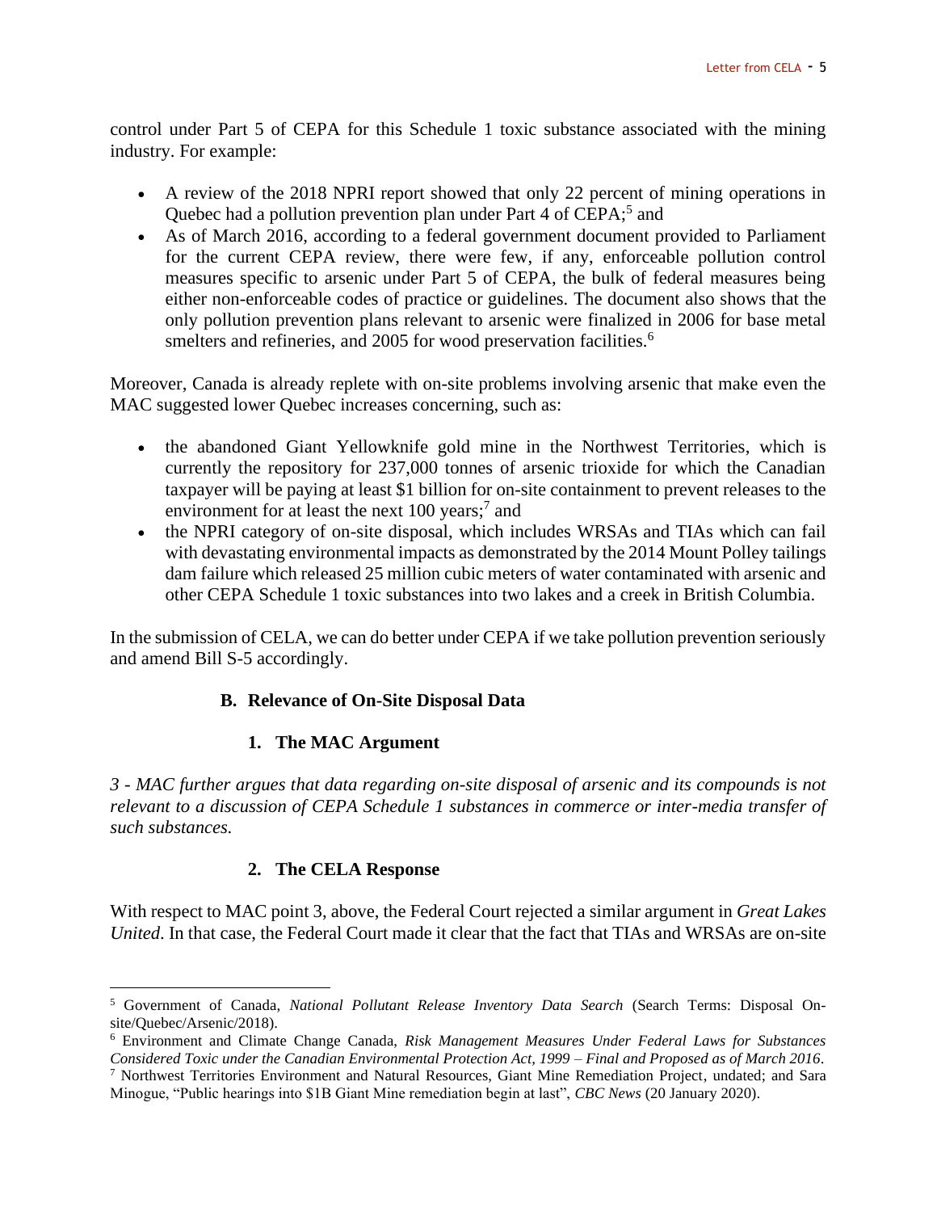control under Part 5 of CEPA for this Schedule 1 toxic substance associated with the mining industry. For example:

- A review of the 2018 NPRI report showed that only 22 percent of mining operations in Quebec had a pollution prevention plan under Part 4 of CEPA;[5] and
- As of March 2016, according to a federal government document provided to Parliament for the current CEPA review, there were few, if any, enforceable pollution control measures specific to arsenic under Part 5 of CEPA, the bulk of federal measures being either non-enforceable codes of practice or guidelines. The document also shows that the only pollution prevention plans relevant to arsenic were finalized in 2006 for base metal smelters and refineries, and 2005 for wood preservation facilities.[6]

Moreover, Canada is already replete with on-site problems involving arsenic that make even the MAC suggested lower Quebec increases concerning, such as:

- the abandoned Giant Yellowknife gold mine in the Northwest Territories, which is currently the repository for 237,000 tonnes of arsenic trioxide for which the Canadian taxpayer will be paying at least $1 billion for on-site containment to prevent releases to the environment for at least the next 100 years;[7] and
- the NPRI category of on-site disposal, which includes WRSAs and TIAs which can fail with devastating environmental impacts as demonstrated by the 2014 Mount Polley tailings dam failure which released 25 million cubic meters of water contaminated with arsenic and other CEPA Schedule 1 toxic substances into two lakes and a creek in British Columbia.

In the submission of CELA, we can do better under CEPA if we take pollution prevention seriously and amend Bill S-5 accordingly.

## B. Relevance of On-Site Disposal Data

### 1. The MAC Argument

*3 - MAC further argues that data regarding on-site disposal of arsenic and its compounds is not relevant to a discussion of CEPA Schedule 1 substances in commerce or inter-media transfer of such substances.*

### 2. The CELA Response

With respect to MAC point 3, above, the Federal Court rejected a similar argument in *Great Lakes United*. In that case, the Federal Court made it clear that the fact that TIAs and WRSAs are on-site

---

[5] Government of Canada, *National Pollutant Release Inventory Data Search* (Search Terms: Disposal On-site/Quebec/Arsenic/2018).

[6] Environment and Climate Change Canada, *Risk Management Measures Under Federal Laws for Substances Considered Toxic under the Canadian Environmental Protection Act, 1999 – Final and Proposed as of March 2016*.

[7] Northwest Territories Environment and Natural Resources, Giant Mine Remediation Project, undated; and Sara Minogue, "Public hearings into $1B Giant Mine remediation begin at last", *CBC News* (20 January 2020).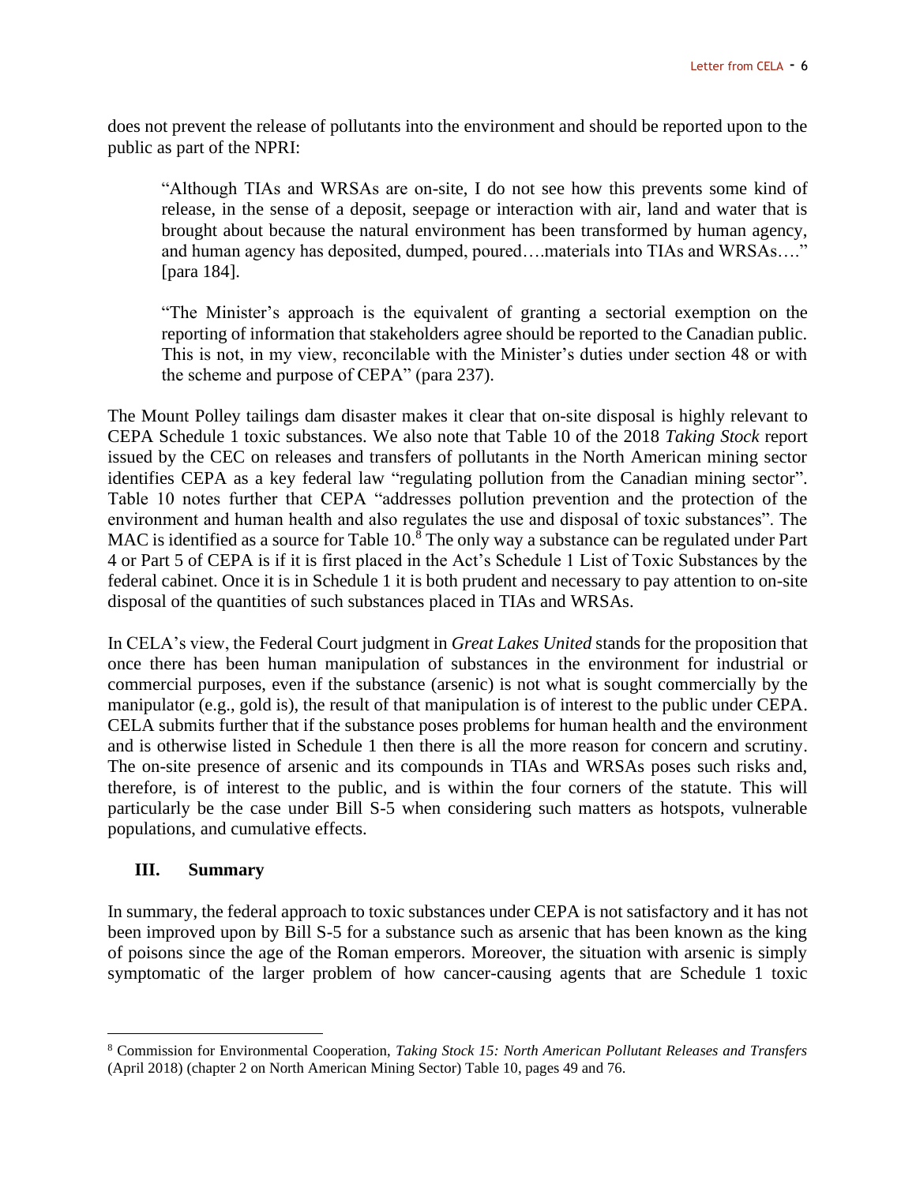does not prevent the release of pollutants into the environment and should be reported upon to the public as part of the NPRI:

> "Although TIAs and WRSAs are on-site, I do not see how this prevents some kind of release, in the sense of a deposit, seepage or interaction with air, land and water that is brought about because the natural environment has been transformed by human agency, and human agency has deposited, dumped, poured….materials into TIAs and WRSAs…." [para 184].
>
> "The Minister's approach is the equivalent of granting a sectorial exemption on the reporting of information that stakeholders agree should be reported to the Canadian public. This is not, in my view, reconcilable with the Minister's duties under section 48 or with the scheme and purpose of CEPA" (para 237).

The Mount Polley tailings dam disaster makes it clear that on-site disposal is highly relevant to CEPA Schedule 1 toxic substances. We also note that Table 10 of the 2018 *Taking Stock* report issued by the CEC on releases and transfers of pollutants in the North American mining sector identifies CEPA as a key federal law "regulating pollution from the Canadian mining sector". Table 10 notes further that CEPA "addresses pollution prevention and the protection of the environment and human health and also regulates the use and disposal of toxic substances". The MAC is identified as a source for Table 10.[8] The only way a substance can be regulated under Part 4 or Part 5 of CEPA is if it is first placed in the Act's Schedule 1 List of Toxic Substances by the federal cabinet. Once it is in Schedule 1 it is both prudent and necessary to pay attention to on-site disposal of the quantities of such substances placed in TIAs and WRSAs.

In CELA's view, the Federal Court judgment in *Great Lakes United* stands for the proposition that once there has been human manipulation of substances in the environment for industrial or commercial purposes, even if the substance (arsenic) is not what is sought commercially by the manipulator (e.g., gold is), the result of that manipulation is of interest to the public under CEPA. CELA submits further that if the substance poses problems for human health and the environment and is otherwise listed in Schedule 1 then there is all the more reason for concern and scrutiny. The on-site presence of arsenic and its compounds in TIAs and WRSAs poses such risks and, therefore, is of interest to the public, and is within the four corners of the statute. This will particularly be the case under Bill S-5 when considering such matters as hotspots, vulnerable populations, and cumulative effects.

## III. Summary

In summary, the federal approach to toxic substances under CEPA is not satisfactory and it has not been improved upon by Bill S-5 for a substance such as arsenic that has been known as the king of poisons since the age of the Roman emperors. Moreover, the situation with arsenic is simply symptomatic of the larger problem of how cancer-causing agents that are Schedule 1 toxic

---

[8] Commission for Environmental Cooperation, *Taking Stock 15: North American Pollutant Releases and Transfers* (April 2018) (chapter 2 on North American Mining Sector) Table 10, pages 49 and 76.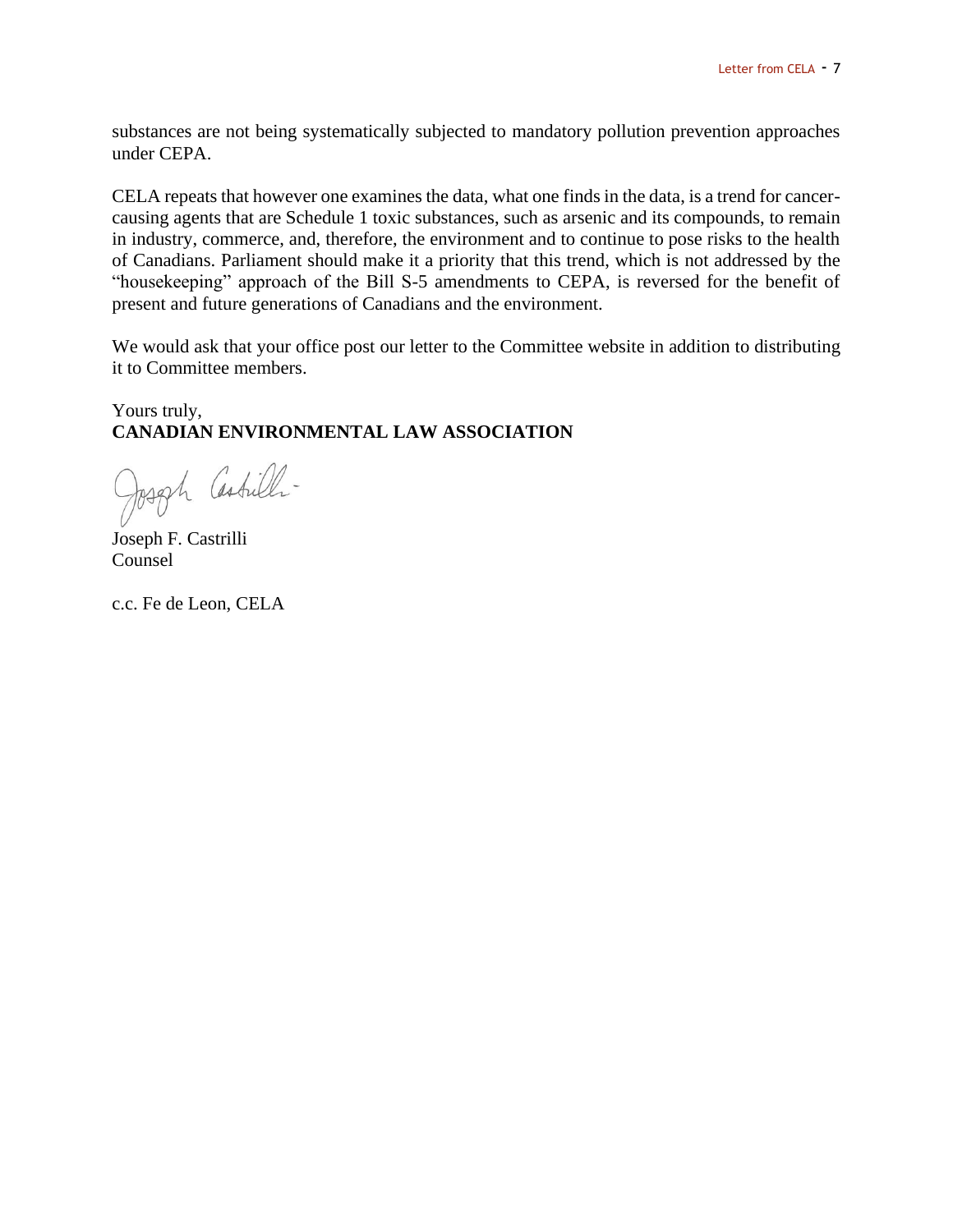substances are not being systematically subjected to mandatory pollution prevention approaches under CEPA.

CELA repeats that however one examines the data, what one finds in the data, is a trend for cancer-causing agents that are Schedule 1 toxic substances, such as arsenic and its compounds, to remain in industry, commerce, and, therefore, the environment and to continue to pose risks to the health of Canadians. Parliament should make it a priority that this trend, which is not addressed by the "housekeeping" approach of the Bill S-5 amendments to CEPA, is reversed for the benefit of present and future generations of Canadians and the environment.

We would ask that your office post our letter to the Committee website in addition to distributing it to Committee members.

Yours truly,
**CANADIAN ENVIRONMENTAL LAW ASSOCIATION**

Joseph F. Castrilli
Counsel

c.c. Fe de Leon, CELA